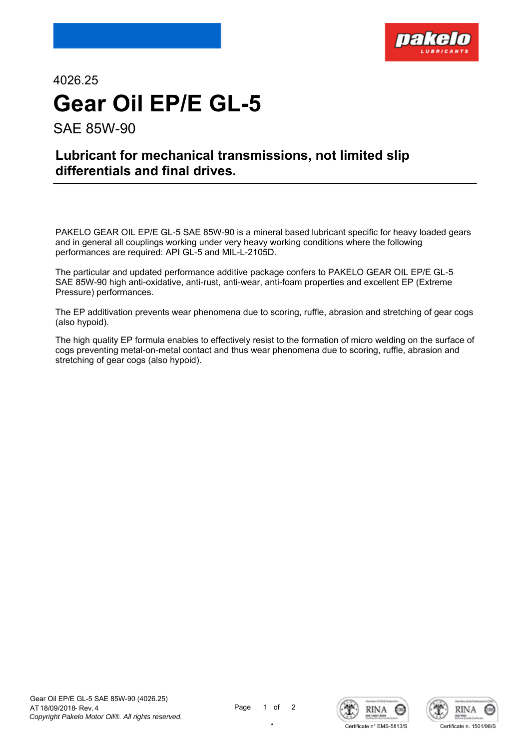4026.25

# Gear Oil EP/E GL-5

SAE 85W-90

## Lubricant for mechanical transmissions, not limited slip differentials and final drives.

PAKELO GEAR OIL EP/E GL-5 SAE 85W-90 is a mineral based lubricant specific for heavy loaded gears and in general all couplings working under very heavy working conditions where the following performances are required: API GL-5 and MIL-L-2105D.

The particular and updated performance additive package confers to PAKELO GEAR OIL EP/E GL-5 SAE 85W-90 high anti-oxidative, anti-rust, anti-wear, anti-foam properties and excellent EP (Extreme Pressure) performances.

The EP additivation prevents wear phenomena due to scoring, ruffle, abrasion and stretching of gear cogs (also hypoid).

The high quality EP formula enables to effectively resist to the formation of micro welding on the surface of cogs preventing metal-on-metal contact and thus wear phenomena due to scoring, ruffle, abrasion and stretching of gear cogs (also hypoid).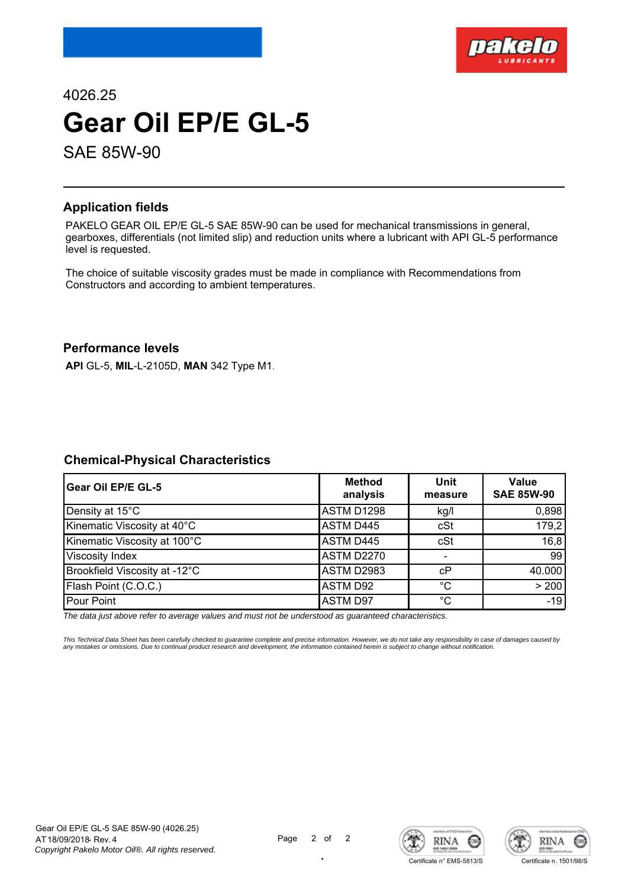4026.25

# Gear Oil EP/E GL-5

SAE 85W-90

## Application fields

PAKELO GEAR OIL EP/E GL-5 SAE 85W-90 can be used for mechanical transmissions in general, gearboxes, differentials (not limited slip) and reduction units where a lubricant with API GL-5 performance level is requested.

The choice of suitable viscosity grades must be made in compliance with Recommendations from Constructors and according to ambient temperatures.

## Performance levels

**API** GL-5, **MIL**-L-2105D, **MAN** 342 Type M1.

## Chemical-Physical Characteristics

| Gear Oil EP/E GL-5 | Method analysis | Unit measure | Value SAE 85W-90 |
|---|---|---|---|
| Density at 15°C | ASTM D1298 | kg/l | 0,898 |
| Kinematic Viscosity at 40°C | ASTM D445 | cSt | 179,2 |
| Kinematic Viscosity at 100°C | ASTM D445 | cSt | 16,8 |
| Viscosity Index | ASTM D2270 | - | 99 |
| Brookfield Viscosity at -12°C | ASTM D2983 | cP | 40.000 |
| Flash Point (C.O.C.) | ASTM D92 | °C | > 200 |
| Pour Point | ASTM D97 | °C | -19 |

*The data just above refer to average values and must not be understood as guaranteed characteristics.*

*This Technical Data Sheet has been carefully checked to guarantee complete and precise information. However, we do not take any responsibility in case of damages caused by any mistakes or omissions. Due to continual product research and development, the information contained herein is subject to change without notification.*

Gear Oil EP/E GL-5 SAE 85W-90 (4026.25)
AT 18/09/2018- Rev. 4
*Copyright Pakelo Motor Oil®. All rights reserved.*

Certificate n° EMS-5813/S

Certificate n. 1501/98/S